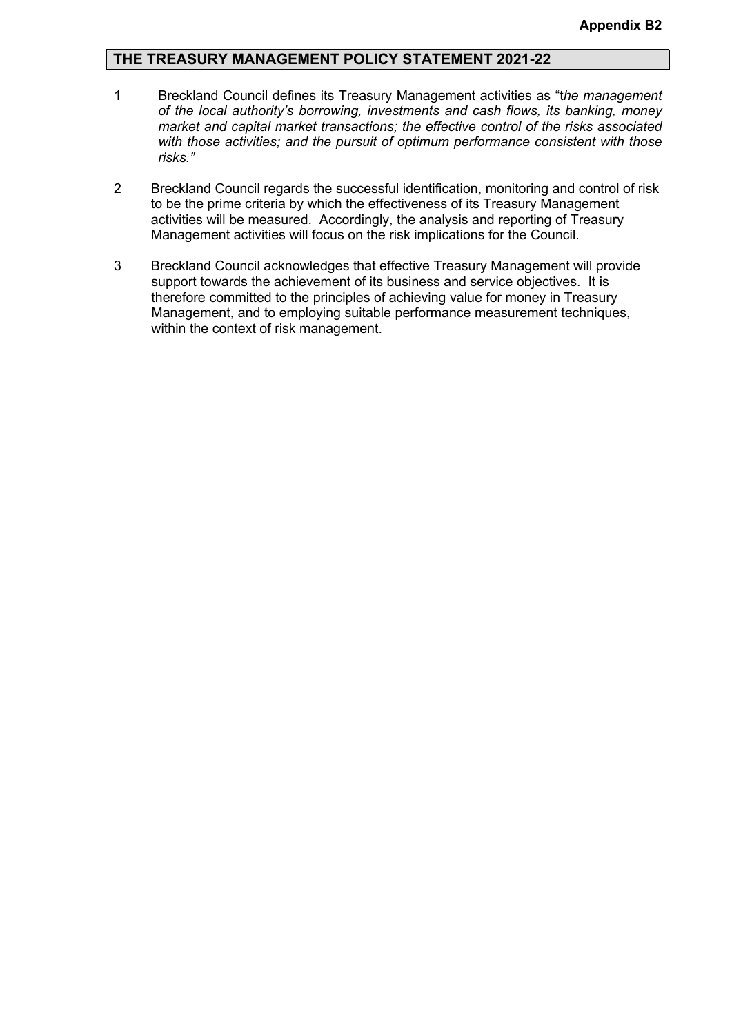**Appendix B2**

## THE TREASURY MANAGEMENT POLICY STATEMENT 2021-22

1. Breckland Council defines its Treasury Management activities as "t*he management of the local authority's borrowing, investments and cash flows, its banking, money market and capital market transactions; the effective control of the risks associated with those activities; and the pursuit of optimum performance consistent with those risks."*

2. Breckland Council regards the successful identification, monitoring and control of risk to be the prime criteria by which the effectiveness of its Treasury Management activities will be measured. Accordingly, the analysis and reporting of Treasury Management activities will focus on the risk implications for the Council.

3. Breckland Council acknowledges that effective Treasury Management will provide support towards the achievement of its business and service objectives. It is therefore committed to the principles of achieving value for money in Treasury Management, and to employing suitable performance measurement techniques, within the context of risk management.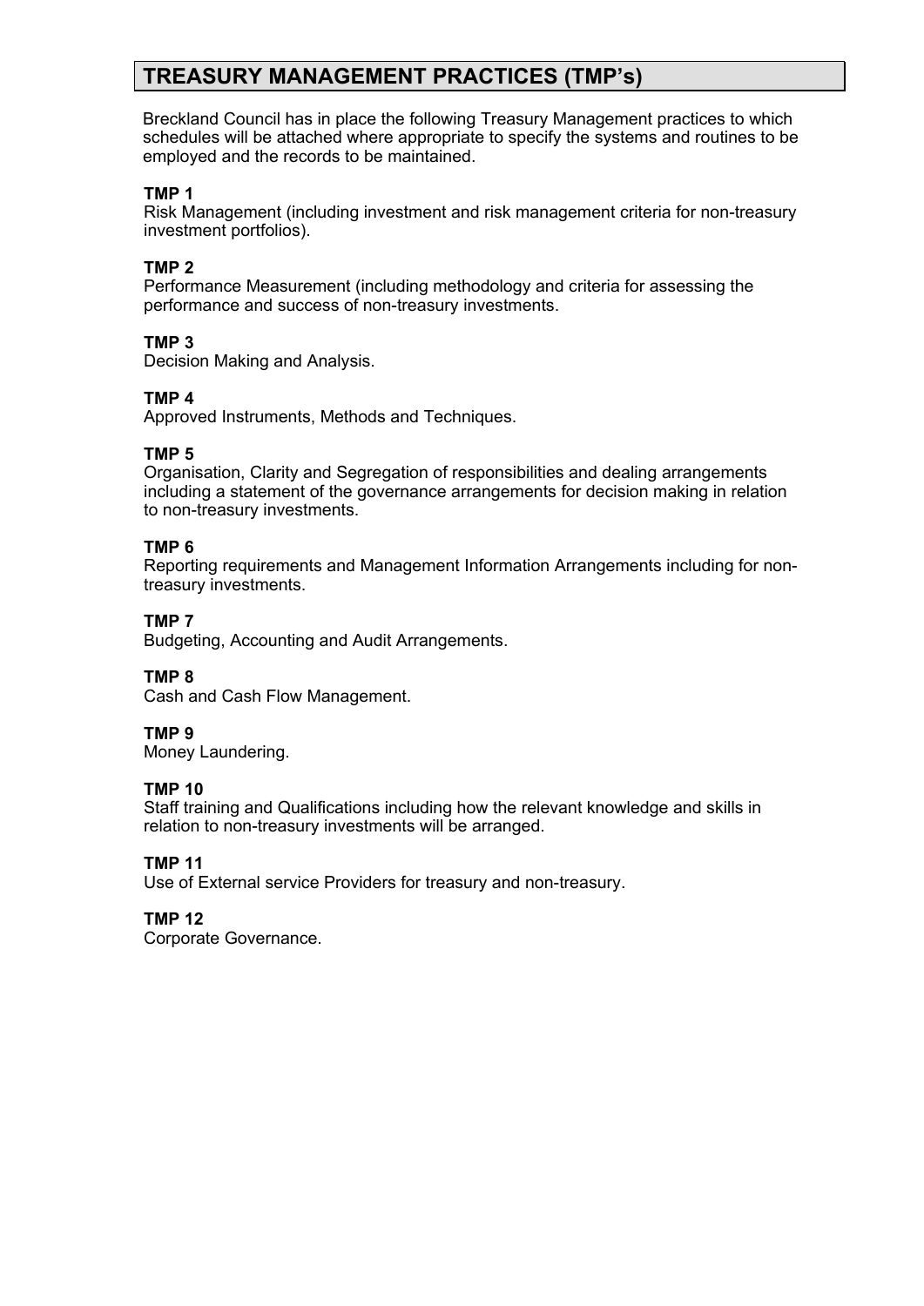## TREASURY MANAGEMENT PRACTICES (TMP's)

Breckland Council has in place the following Treasury Management practices to which schedules will be attached where appropriate to specify the systems and routines to be employed and the records to be maintained.

**TMP 1**
Risk Management (including investment and risk management criteria for non-treasury investment portfolios).

**TMP 2**
Performance Measurement (including methodology and criteria for assessing the performance and success of non-treasury investments.

**TMP 3**
Decision Making and Analysis.

**TMP 4**
Approved Instruments, Methods and Techniques.

**TMP 5**
Organisation, Clarity and Segregation of responsibilities and dealing arrangements including a statement of the governance arrangements for decision making in relation to non-treasury investments.

**TMP 6**
Reporting requirements and Management Information Arrangements including for non-treasury investments.

**TMP 7**
Budgeting, Accounting and Audit Arrangements.

**TMP 8**
Cash and Cash Flow Management.

**TMP 9**
Money Laundering.

**TMP 10**
Staff training and Qualifications including how the relevant knowledge and skills in relation to non-treasury investments will be arranged.

**TMP 11**
Use of External service Providers for treasury and non-treasury.

**TMP 12**
Corporate Governance.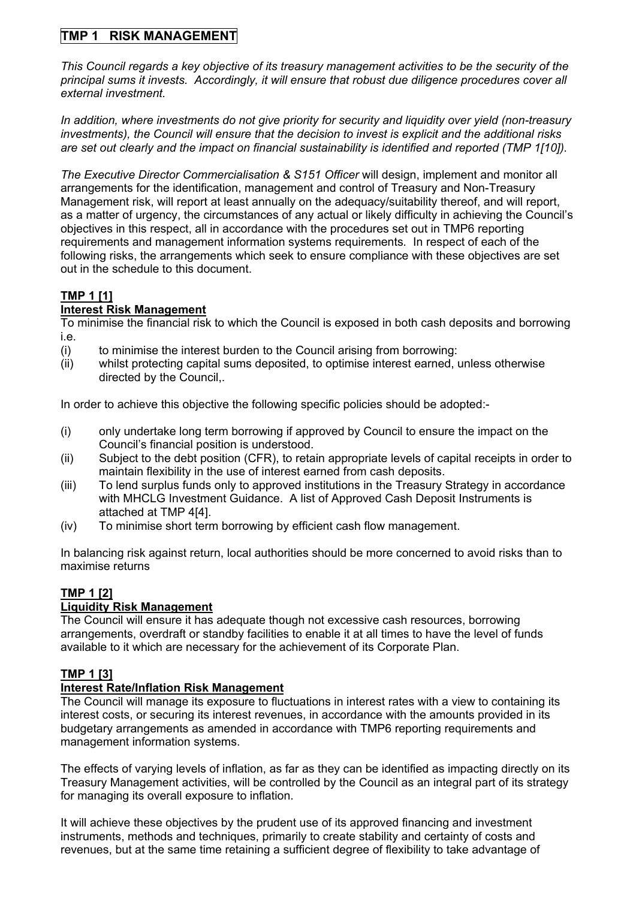# TMP 1 RISK MANAGEMENT

*This Council regards a key objective of its treasury management activities to be the security of the principal sums it invests. Accordingly, it will ensure that robust due diligence procedures cover all external investment.*

*In addition, where investments do not give priority for security and liquidity over yield (non-treasury investments), the Council will ensure that the decision to invest is explicit and the additional risks are set out clearly and the impact on financial sustainability is identified and reported (TMP 1[10]).*

*The Executive Director Commercialisation & S151 Officer* will design, implement and monitor all arrangements for the identification, management and control of Treasury and Non-Treasury Management risk, will report at least annually on the adequacy/suitability thereof, and will report, as a matter of urgency, the circumstances of any actual or likely difficulty in achieving the Council's objectives in this respect, all in accordance with the procedures set out in TMP6 reporting requirements and management information systems requirements. In respect of each of the following risks, the arrangements which seek to ensure compliance with these objectives are set out in the schedule to this document.

## TMP 1 [1]

### Interest Risk Management

To minimise the financial risk to which the Council is exposed in both cash deposits and borrowing i.e.

(i) to minimise the interest burden to the Council arising from borrowing:

(ii) whilst protecting capital sums deposited, to optimise interest earned, unless otherwise directed by the Council,.

In order to achieve this objective the following specific policies should be adopted:-

(i) only undertake long term borrowing if approved by Council to ensure the impact on the Council's financial position is understood.

(ii) Subject to the debt position (CFR), to retain appropriate levels of capital receipts in order to maintain flexibility in the use of interest earned from cash deposits.

(iii) To lend surplus funds only to approved institutions in the Treasury Strategy in accordance with MHCLG Investment Guidance. A list of Approved Cash Deposit Instruments is attached at TMP 4[4].

(iv) To minimise short term borrowing by efficient cash flow management.

In balancing risk against return, local authorities should be more concerned to avoid risks than to maximise returns

## TMP 1 [2]

### Liquidity Risk Management

The Council will ensure it has adequate though not excessive cash resources, borrowing arrangements, overdraft or standby facilities to enable it at all times to have the level of funds available to it which are necessary for the achievement of its Corporate Plan.

## TMP 1 [3]

### Interest Rate/Inflation Risk Management

The Council will manage its exposure to fluctuations in interest rates with a view to containing its interest costs, or securing its interest revenues, in accordance with the amounts provided in its budgetary arrangements as amended in accordance with TMP6 reporting requirements and management information systems.

The effects of varying levels of inflation, as far as they can be identified as impacting directly on its Treasury Management activities, will be controlled by the Council as an integral part of its strategy for managing its overall exposure to inflation.

It will achieve these objectives by the prudent use of its approved financing and investment instruments, methods and techniques, primarily to create stability and certainty of costs and revenues, but at the same time retaining a sufficient degree of flexibility to take advantage of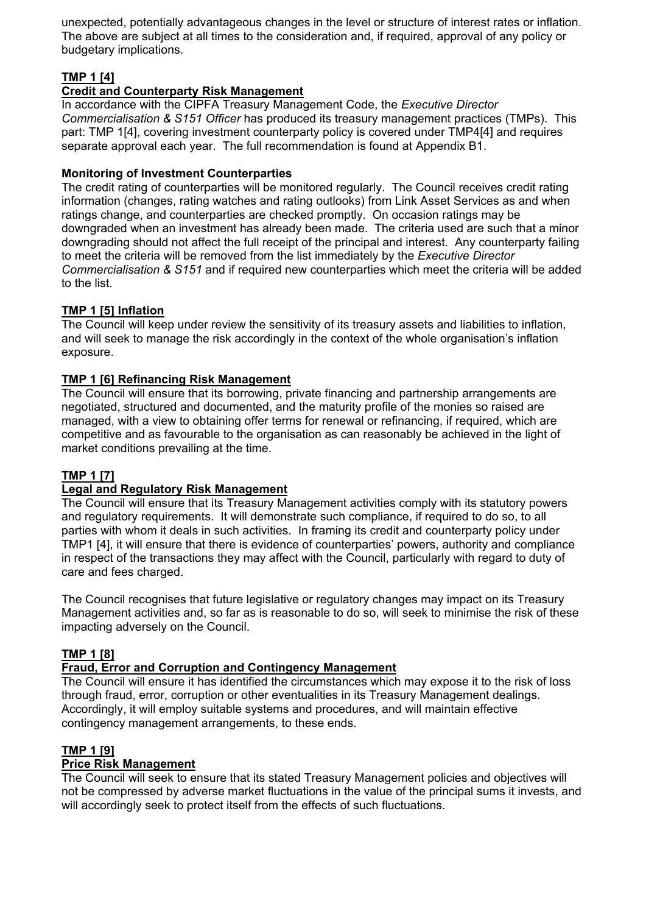unexpected, potentially advantageous changes in the level or structure of interest rates or inflation. The above are subject at all times to the consideration and, if required, approval of any policy or budgetary implications.

**TMP 1 [4]**

**Credit and Counterparty Risk Management**

In accordance with the CIPFA Treasury Management Code, the *Executive Director Commercialisation & S151 Officer* has produced its treasury management practices (TMPs). This part: TMP 1[4], covering investment counterparty policy is covered under TMP4[4] and requires separate approval each year. The full recommendation is found at Appendix B1.

**Monitoring of Investment Counterparties**

The credit rating of counterparties will be monitored regularly. The Council receives credit rating information (changes, rating watches and rating outlooks) from Link Asset Services as and when ratings change, and counterparties are checked promptly. On occasion ratings may be downgraded when an investment has already been made. The criteria used are such that a minor downgrading should not affect the full receipt of the principal and interest. Any counterparty failing to meet the criteria will be removed from the list immediately by the *Executive Director Commercialisation & S151* and if required new counterparties which meet the criteria will be added to the list.

**TMP 1 [5] Inflation**

The Council will keep under review the sensitivity of its treasury assets and liabilities to inflation, and will seek to manage the risk accordingly in the context of the whole organisation's inflation exposure.

**TMP 1 [6] Refinancing Risk Management**

The Council will ensure that its borrowing, private financing and partnership arrangements are negotiated, structured and documented, and the maturity profile of the monies so raised are managed, with a view to obtaining offer terms for renewal or refinancing, if required, which are competitive and as favourable to the organisation as can reasonably be achieved in the light of market conditions prevailing at the time.

**TMP 1 [7]**

**Legal and Regulatory Risk Management**

The Council will ensure that its Treasury Management activities comply with its statutory powers and regulatory requirements. It will demonstrate such compliance, if required to do so, to all parties with whom it deals in such activities. In framing its credit and counterparty policy under TMP1 [4], it will ensure that there is evidence of counterparties' powers, authority and compliance in respect of the transactions they may affect with the Council, particularly with regard to duty of care and fees charged.

The Council recognises that future legislative or regulatory changes may impact on its Treasury Management activities and, so far as is reasonable to do so, will seek to minimise the risk of these impacting adversely on the Council.

**TMP 1 [8]**

**Fraud, Error and Corruption and Contingency Management**

The Council will ensure it has identified the circumstances which may expose it to the risk of loss through fraud, error, corruption or other eventualities in its Treasury Management dealings. Accordingly, it will employ suitable systems and procedures, and will maintain effective contingency management arrangements, to these ends.

**TMP 1 [9]**

**Price Risk Management**

The Council will seek to ensure that its stated Treasury Management policies and objectives will not be compressed by adverse market fluctuations in the value of the principal sums it invests, and will accordingly seek to protect itself from the effects of such fluctuations.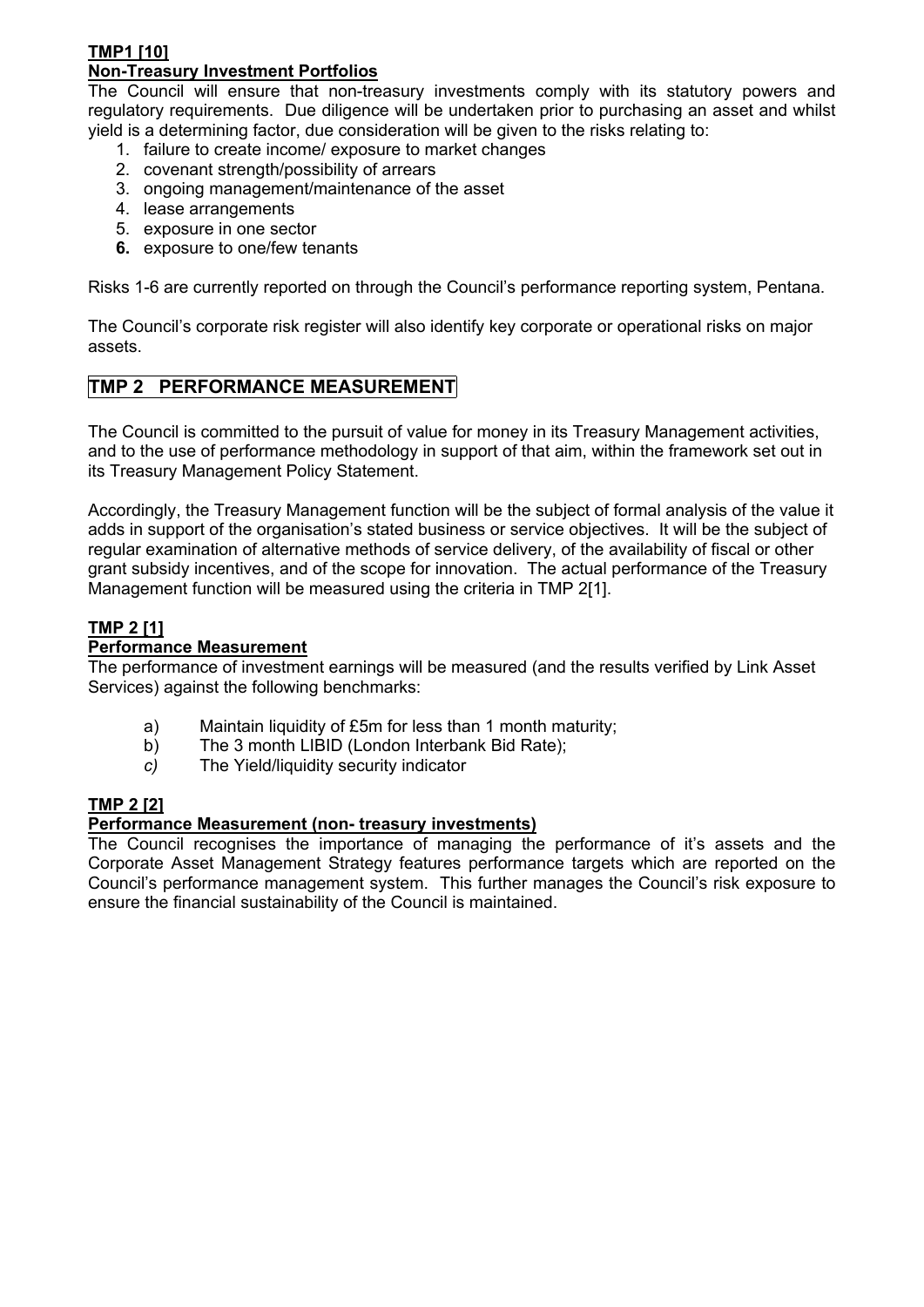**TMP1 [10]**

**Non-Treasury Investment Portfolios**

The Council will ensure that non-treasury investments comply with its statutory powers and regulatory requirements. Due diligence will be undertaken prior to purchasing an asset and whilst yield is a determining factor, due consideration will be given to the risks relating to:

1. failure to create income/ exposure to market changes
2. covenant strength/possibility of arrears
3. ongoing management/maintenance of the asset
4. lease arrangements
5. exposure in one sector
6. exposure to one/few tenants

Risks 1-6 are currently reported on through the Council's performance reporting system, Pentana.

The Council's corporate risk register will also identify key corporate or operational risks on major assets.

## TMP 2 PERFORMANCE MEASUREMENT

The Council is committed to the pursuit of value for money in its Treasury Management activities, and to the use of performance methodology in support of that aim, within the framework set out in its Treasury Management Policy Statement.

Accordingly, the Treasury Management function will be the subject of formal analysis of the value it adds in support of the organisation's stated business or service objectives. It will be the subject of regular examination of alternative methods of service delivery, of the availability of fiscal or other grant subsidy incentives, and of the scope for innovation. The actual performance of the Treasury Management function will be measured using the criteria in TMP 2[1].

**TMP 2 [1]**

**Performance Measurement**

The performance of investment earnings will be measured (and the results verified by Link Asset Services) against the following benchmarks:

a) Maintain liquidity of £5m for less than 1 month maturity;
b) The 3 month LIBID (London Interbank Bid Rate);
c) The Yield/liquidity security indicator

**TMP 2 [2]**

**Performance Measurement (non- treasury investments)**

The Council recognises the importance of managing the performance of it's assets and the Corporate Asset Management Strategy features performance targets which are reported on the Council's performance management system. This further manages the Council's risk exposure to ensure the financial sustainability of the Council is maintained.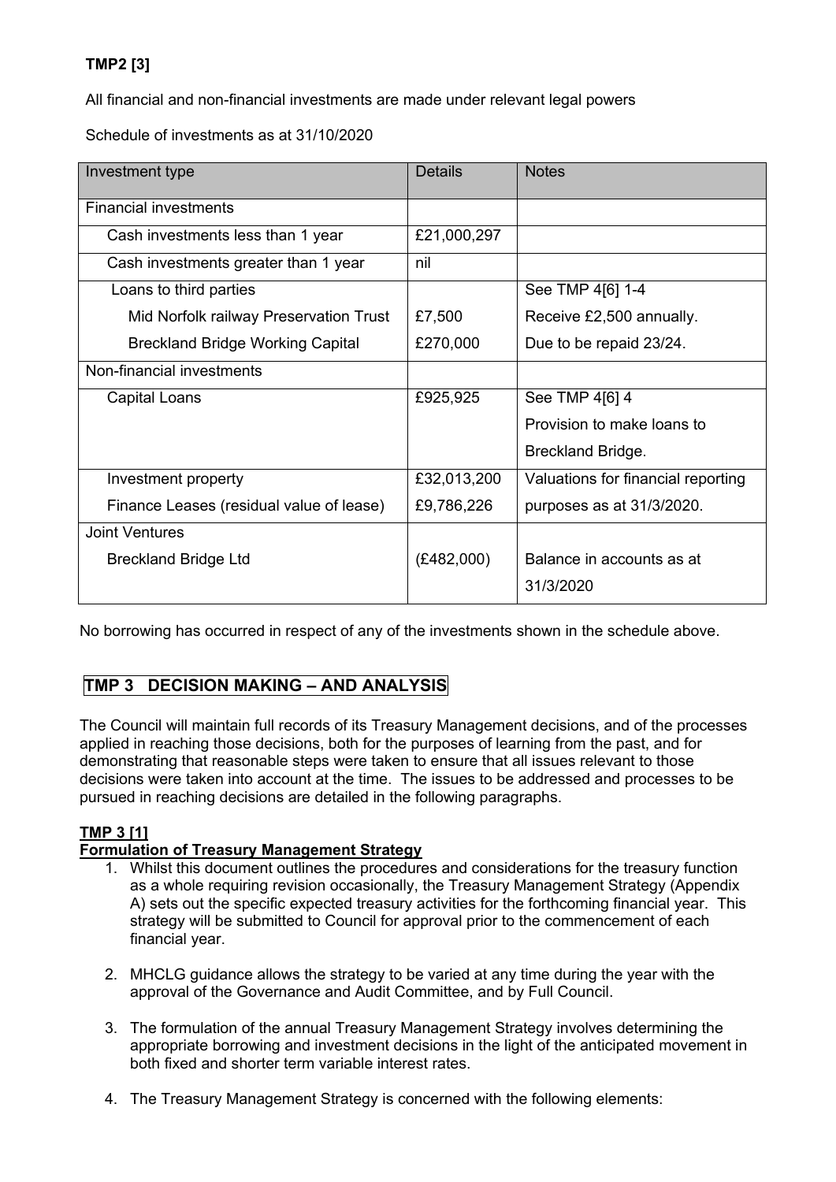**TMP2 [3]**

All financial and non-financial investments are made under relevant legal powers

Schedule of investments as at 31/10/2020

| Investment type | Details | Notes |
|---|---|---|
| Financial investments | | |
| Cash investments less than 1 year | £21,000,297 | |
| Cash investments greater than 1 year | nil | |
| Loans to third parties | | See TMP 4[6] 1-4 |
| Mid Norfolk railway Preservation Trust | £7,500 | Receive £2,500 annually. |
| Breckland Bridge Working Capital | £270,000 | Due to be repaid 23/24. |
| Non-financial investments | | |
| Capital Loans | £925,925 | See TMP 4[6] 4<br>Provision to make loans to Breckland Bridge. |
| Investment property | £32,013,200 | Valuations for financial reporting |
| Finance Leases (residual value of lease) | £9,786,226 | purposes as at 31/3/2020. |
| Joint Ventures | | |
| Breckland Bridge Ltd | (£482,000) | Balance in accounts as at 31/3/2020 |

No borrowing has occurred in respect of any of the investments shown in the schedule above.

## TMP 3 DECISION MAKING – AND ANALYSIS

The Council will maintain full records of its Treasury Management decisions, and of the processes applied in reaching those decisions, both for the purposes of learning from the past, and for demonstrating that reasonable steps were taken to ensure that all issues relevant to those decisions were taken into account at the time. The issues to be addressed and processes to be pursued in reaching decisions are detailed in the following paragraphs.

**TMP 3 [1]**
**Formulation of Treasury Management Strategy**

1. Whilst this document outlines the procedures and considerations for the treasury function as a whole requiring revision occasionally, the Treasury Management Strategy (Appendix A) sets out the specific expected treasury activities for the forthcoming financial year. This strategy will be submitted to Council for approval prior to the commencement of each financial year.

2. MHCLG guidance allows the strategy to be varied at any time during the year with the approval of the Governance and Audit Committee, and by Full Council.

3. The formulation of the annual Treasury Management Strategy involves determining the appropriate borrowing and investment decisions in the light of the anticipated movement in both fixed and shorter term variable interest rates.

4. The Treasury Management Strategy is concerned with the following elements: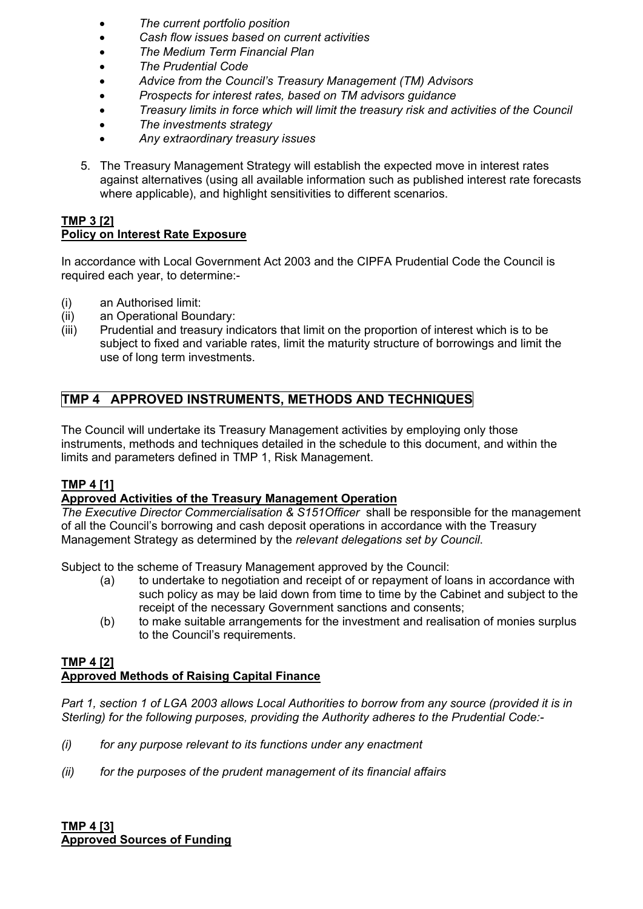- *The current portfolio position*
- *Cash flow issues based on current activities*
- *The Medium Term Financial Plan*
- *The Prudential Code*
- *Advice from the Council's Treasury Management (TM) Advisors*
- *Prospects for interest rates, based on TM advisors guidance*
- *Treasury limits in force which will limit the treasury risk and activities of the Council*
- *The investments strategy*
- *Any extraordinary treasury issues*

5. The Treasury Management Strategy will establish the expected move in interest rates against alternatives (using all available information such as published interest rate forecasts where applicable), and highlight sensitivities to different scenarios.

**TMP 3 [2]**
**Policy on Interest Rate Exposure**

In accordance with Local Government Act 2003 and the CIPFA Prudential Code the Council is required each year, to determine:-

(i) an Authorised limit:
(ii) an Operational Boundary:
(iii) Prudential and treasury indicators that limit on the proportion of interest which is to be subject to fixed and variable rates, limit the maturity structure of borrowings and limit the use of long term investments.

## TMP 4 APPROVED INSTRUMENTS, METHODS AND TECHNIQUES

The Council will undertake its Treasury Management activities by employing only those instruments, methods and techniques detailed in the schedule to this document, and within the limits and parameters defined in TMP 1, Risk Management.

**TMP 4 [1]**
**Approved Activities of the Treasury Management Operation**

*The Executive Director Commercialisation & S151Officer* shall be responsible for the management of all the Council's borrowing and cash deposit operations in accordance with the Treasury Management Strategy as determined by the *relevant delegations set by Council*.

Subject to the scheme of Treasury Management approved by the Council:

(a) to undertake to negotiation and receipt of or repayment of loans in accordance with such policy as may be laid down from time to time by the Cabinet and subject to the receipt of the necessary Government sanctions and consents;
(b) to make suitable arrangements for the investment and realisation of monies surplus to the Council's requirements.

**TMP 4 [2]**
**Approved Methods of Raising Capital Finance**

*Part 1, section 1 of LGA 2003 allows Local Authorities to borrow from any source (provided it is in Sterling) for the following purposes, providing the Authority adheres to the Prudential Code:-*

*(i) for any purpose relevant to its functions under any enactment*

*(ii) for the purposes of the prudent management of its financial affairs*

**TMP 4 [3]**
**Approved Sources of Funding**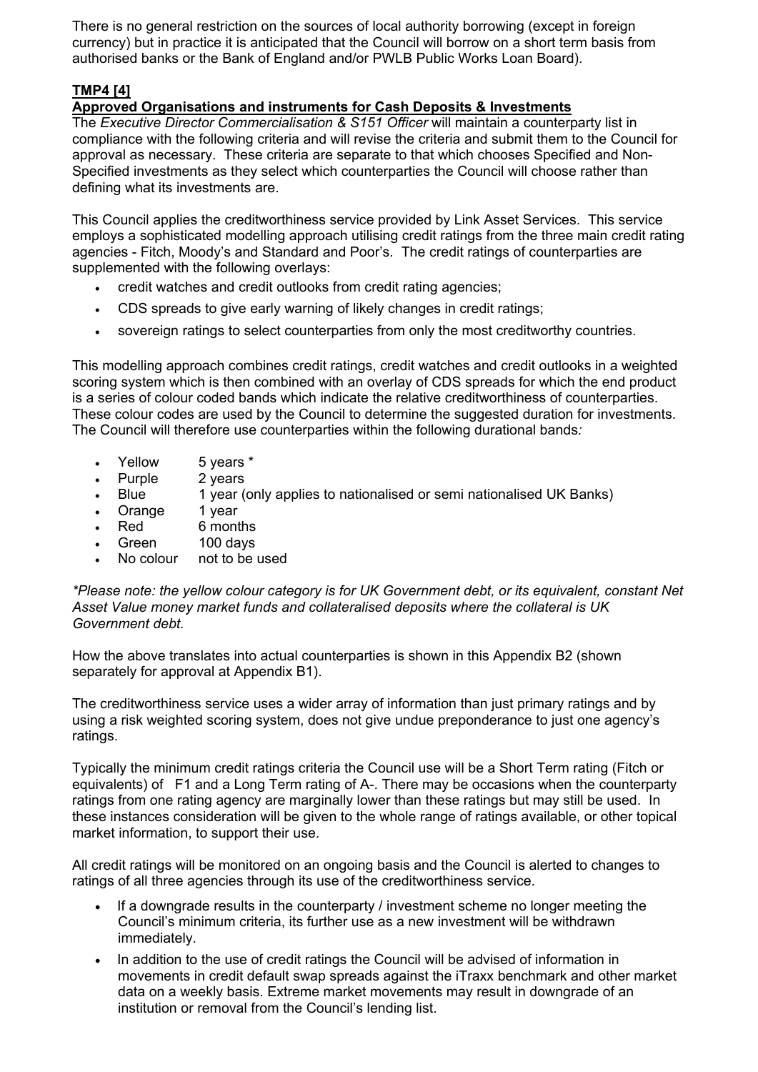There is no general restriction on the sources of local authority borrowing (except in foreign currency) but in practice it is anticipated that the Council will borrow on a short term basis from authorised banks or the Bank of England and/or PWLB Public Works Loan Board).

**TMP4 [4]**

**Approved Organisations and instruments for Cash Deposits & Investments**

The *Executive Director Commercialisation & S151 Officer* will maintain a counterparty list in compliance with the following criteria and will revise the criteria and submit them to the Council for approval as necessary. These criteria are separate to that which chooses Specified and Non-Specified investments as they select which counterparties the Council will choose rather than defining what its investments are.

This Council applies the creditworthiness service provided by Link Asset Services. This service employs a sophisticated modelling approach utilising credit ratings from the three main credit rating agencies - Fitch, Moody's and Standard and Poor's. The credit ratings of counterparties are supplemented with the following overlays:

- credit watches and credit outlooks from credit rating agencies;
- CDS spreads to give early warning of likely changes in credit ratings;
- sovereign ratings to select counterparties from only the most creditworthy countries.

This modelling approach combines credit ratings, credit watches and credit outlooks in a weighted scoring system which is then combined with an overlay of CDS spreads for which the end product is a series of colour coded bands which indicate the relative creditworthiness of counterparties. These colour codes are used by the Council to determine the suggested duration for investments. The Council will therefore use counterparties within the following durational bands*:*

- Yellow 5 years *
- Purple 2 years
- Blue 1 year (only applies to nationalised or semi nationalised UK Banks)
- Orange 1 year
- Red 6 months
- Green 100 days
- No colour not to be used

*\*Please note: the yellow colour category is for UK Government debt, or its equivalent, constant Net Asset Value money market funds and collateralised deposits where the collateral is UK Government debt.*

How the above translates into actual counterparties is shown in this Appendix B2 (shown separately for approval at Appendix B1).

The creditworthiness service uses a wider array of information than just primary ratings and by using a risk weighted scoring system, does not give undue preponderance to just one agency's ratings.

Typically the minimum credit ratings criteria the Council use will be a Short Term rating (Fitch or equivalents) of F1 and a Long Term rating of A-. There may be occasions when the counterparty ratings from one rating agency are marginally lower than these ratings but may still be used. In these instances consideration will be given to the whole range of ratings available, or other topical market information, to support their use.

All credit ratings will be monitored on an ongoing basis and the Council is alerted to changes to ratings of all three agencies through its use of the creditworthiness service.

- If a downgrade results in the counterparty / investment scheme no longer meeting the Council's minimum criteria, its further use as a new investment will be withdrawn immediately.
- In addition to the use of credit ratings the Council will be advised of information in movements in credit default swap spreads against the iTraxx benchmark and other market data on a weekly basis. Extreme market movements may result in downgrade of an institution or removal from the Council's lending list.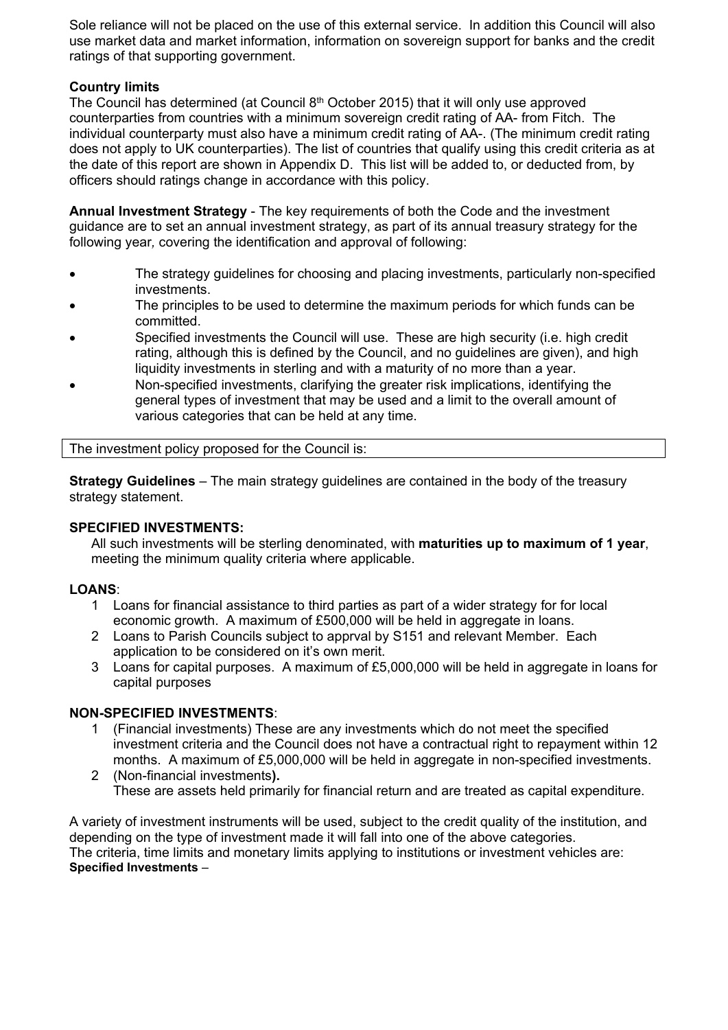Sole reliance will not be placed on the use of this external service. In addition this Council will also use market data and market information, information on sovereign support for banks and the credit ratings of that supporting government.

**Country limits**
The Council has determined (at Council 8th October 2015) that it will only use approved counterparties from countries with a minimum sovereign credit rating of AA- from Fitch. The individual counterparty must also have a minimum credit rating of AA-. (The minimum credit rating does not apply to UK counterparties). The list of countries that qualify using this credit criteria as at the date of this report are shown in Appendix D. This list will be added to, or deducted from, by officers should ratings change in accordance with this policy.

**Annual Investment Strategy** - The key requirements of both the Code and the investment guidance are to set an annual investment strategy, as part of its annual treasury strategy for the following year*,* covering the identification and approval of following:

- The strategy guidelines for choosing and placing investments, particularly non-specified investments.
- The principles to be used to determine the maximum periods for which funds can be committed.
- Specified investments the Council will use. These are high security (i.e. high credit rating, although this is defined by the Council, and no guidelines are given), and high liquidity investments in sterling and with a maturity of no more than a year.
- Non-specified investments, clarifying the greater risk implications, identifying the general types of investment that may be used and a limit to the overall amount of various categories that can be held at any time.

The investment policy proposed for the Council is:

**Strategy Guidelines** – The main strategy guidelines are contained in the body of the treasury strategy statement.

**SPECIFIED INVESTMENTS:**

All such investments will be sterling denominated, with **maturities up to maximum of 1 year**, meeting the minimum quality criteria where applicable.

**LOANS**:

1. Loans for financial assistance to third parties as part of a wider strategy for for local economic growth. A maximum of £500,000 will be held in aggregate in loans.
2. Loans to Parish Councils subject to apprval by S151 and relevant Member. Each application to be considered on it's own merit.
3. Loans for capital purposes. A maximum of £5,000,000 will be held in aggregate in loans for capital purposes

**NON-SPECIFIED INVESTMENTS**:

1. (Financial investments) These are any investments which do not meet the specified investment criteria and the Council does not have a contractual right to repayment within 12 months. A maximum of £5,000,000 will be held in aggregate in non-specified investments.
2. (Non-financial investments**).**
   These are assets held primarily for financial return and are treated as capital expenditure.

A variety of investment instruments will be used, subject to the credit quality of the institution, and depending on the type of investment made it will fall into one of the above categories.
The criteria, time limits and monetary limits applying to institutions or investment vehicles are:
**Specified Investments** –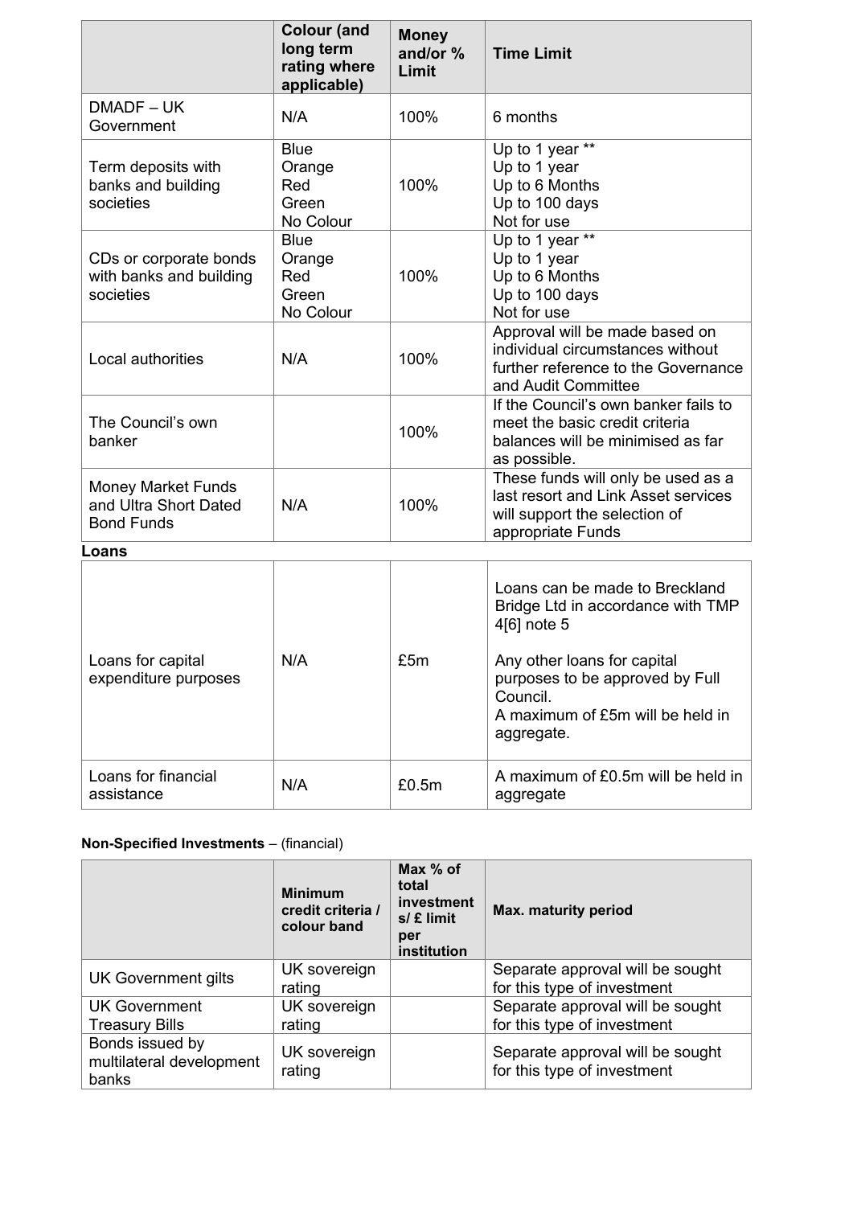| | Colour (and long term rating where applicable) | Money and/or % Limit | Time Limit |
|---|---|---|---|
| DMADF – UK Government | N/A | 100% | 6 months |
| Term deposits with banks and building societies | Blue<br>Orange<br>Red<br>Green<br>No Colour | 100% | Up to 1 year **<br>Up to 1 year<br>Up to 6 Months<br>Up to 100 days<br>Not for use |
| CDs or corporate bonds with banks and building societies | Blue<br>Orange<br>Red<br>Green<br>No Colour | 100% | Up to 1 year **<br>Up to 1 year<br>Up to 6 Months<br>Up to 100 days<br>Not for use |
| Local authorities | N/A | 100% | Approval will be made based on individual circumstances without further reference to the Governance and Audit Committee |
| The Council's own banker | | 100% | If the Council's own banker fails to meet the basic credit criteria balances will be minimised as far as possible. |
| Money Market Funds and Ultra Short Dated Bond Funds | N/A | 100% | These funds will only be used as a last resort and Link Asset services will support the selection of appropriate Funds |

**Loans**

| | | | |
|---|---|---|---|
| Loans for capital expenditure purposes | N/A | £5m | Loans can be made to Breckland Bridge Ltd in accordance with TMP 4[6] note 5<br><br>Any other loans for capital purposes to be approved by Full Council.<br>A maximum of £5m will be held in aggregate. |
| Loans for financial assistance | N/A | £0.5m | A maximum of £0.5m will be held in aggregate |

**Non-Specified Investments** – (financial)

| | Minimum credit criteria / colour band | Max % of total investment s/ £ limit per institution | Max. maturity period |
|---|---|---|---|
| UK Government gilts | UK sovereign rating | | Separate approval will be sought for this type of investment |
| UK Government Treasury Bills | UK sovereign rating | | Separate approval will be sought for this type of investment |
| Bonds issued by multilateral development banks | UK sovereign rating | | Separate approval will be sought for this type of investment |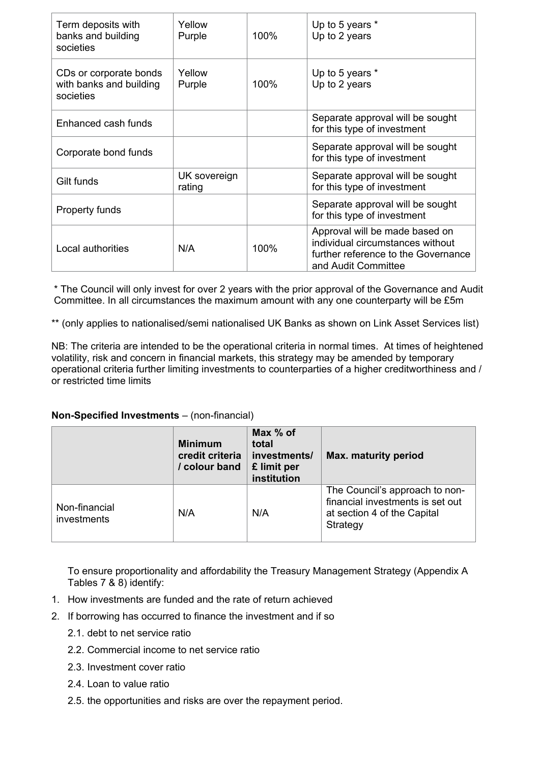| | | | |
|---|---|---|---|
| Term deposits with banks and building societies | Yellow<br>Purple | 100% | Up to 5 years *<br>Up to 2 years |
| CDs or corporate bonds with banks and building societies | Yellow<br>Purple | 100% | Up to 5 years *<br>Up to 2 years |
| Enhanced cash funds | | | Separate approval will be sought for this type of investment |
| Corporate bond funds | | | Separate approval will be sought for this type of investment |
| Gilt funds | UK sovereign rating | | Separate approval will be sought for this type of investment |
| Property funds | | | Separate approval will be sought for this type of investment |
| Local authorities | N/A | 100% | Approval will be made based on individual circumstances without further reference to the Governance and Audit Committee |

* The Council will only invest for over 2 years with the prior approval of the Governance and Audit Committee. In all circumstances the maximum amount with any one counterparty will be £5m

** (only applies to nationalised/semi nationalised UK Banks as shown on Link Asset Services list)

NB: The criteria are intended to be the operational criteria in normal times. At times of heightened volatility, risk and concern in financial markets, this strategy may be amended by temporary operational criteria further limiting investments to counterparties of a higher creditworthiness / or restricted time limits

**Non-Specified Investments** – (non-financial)

| | Minimum credit criteria / colour band | Max % of total investments/ £ limit per institution | Max. maturity period |
|---|---|---|---|
| Non-financial investments | N/A | N/A | The Council's approach to non-financial investments is set out at section 4 of the Capital Strategy |

To ensure proportionality and affordability the Treasury Management Strategy (Appendix A Tables 7 & 8) identify:

1. How investments are funded and the rate of return achieved
2. If borrowing has occurred to finance the investment and if so
   2.1. debt to net service ratio
   2.2. Commercial income to net service ratio
   2.3. Investment cover ratio
   2.4. Loan to value ratio
   2.5. the opportunities and risks are over the repayment period.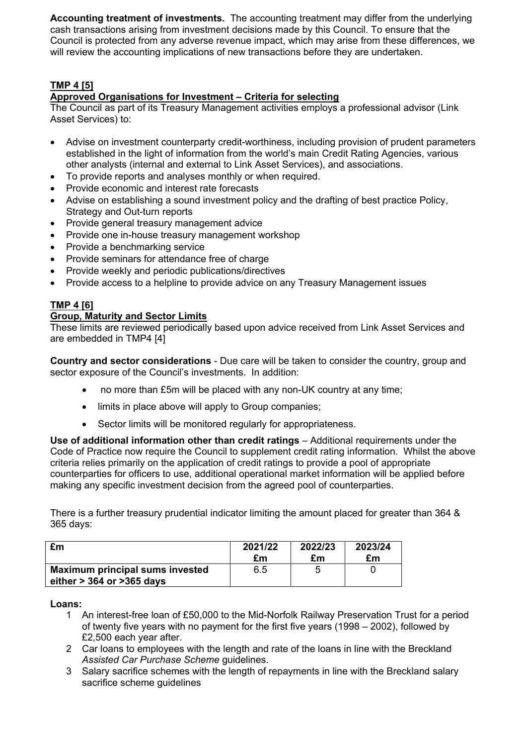**Accounting treatment of investments.** The accounting treatment may differ from the underlying cash transactions arising from investment decisions made by this Council. To ensure that the Council is protected from any adverse revenue impact, which may arise from these differences, we will review the accounting implications of new transactions before they are undertaken.

## TMP 4 [5]

### Approved Organisations for Investment – Criteria for selecting

The Council as part of its Treasury Management activities employs a professional advisor (Link Asset Services) to:

- Advise on investment counterparty credit-worthiness, including provision of prudent parameters established in the light of information from the world's main Credit Rating Agencies, various other analysts (internal and external to Link Asset Services), and associations.
- To provide reports and analyses monthly or when required.
- Provide economic and interest rate forecasts
- Advise on establishing a sound investment policy and the drafting of best practice Policy, Strategy and Out-turn reports
- Provide general treasury management advice
- Provide one in-house treasury management workshop
- Provide a benchmarking service
- Provide seminars for attendance free of charge
- Provide weekly and periodic publications/directives
- Provide access to a helpline to provide advice on any Treasury Management issues

## TMP 4 [6]

### Group, Maturity and Sector Limits

These limits are reviewed periodically based upon advice received from Link Asset Services and are embedded in TMP4 [4]

**Country and sector considerations** - Due care will be taken to consider the country, group and sector exposure of the Council's investments. In addition:

- no more than £5m will be placed with any non-UK country at any time;
- limits in place above will apply to Group companies;
- Sector limits will be monitored regularly for appropriateness.

**Use of additional information other than credit ratings** – Additional requirements under the Code of Practice now require the Council to supplement credit rating information. Whilst the above criteria relies primarily on the application of credit ratings to provide a pool of appropriate counterparties for officers to use, additional operational market information will be applied before making any specific investment decision from the agreed pool of counterparties.

There is a further treasury prudential indicator limiting the amount placed for greater than 364 & 365 days:

| £m | 2021/22 £m | 2022/23 £m | 2023/24 £m |
|---|---|---|---|
| **Maximum principal sums invested either > 364 or >365 days** | 6.5 | 5 | 0 |

**Loans:**

1. An interest-free loan of £50,000 to the Mid-Norfolk Railway Preservation Trust for a period of twenty five years with no payment for the first five years (1998 – 2002), followed by £2,500 each year after.
2. Car loans to employees with the length and rate of the loans in line with the Breckland *Assisted Car Purchase Scheme* guidelines.
3. Salary sacrifice schemes with the length of repayments in line with the Breckland salary sacrifice scheme guidelines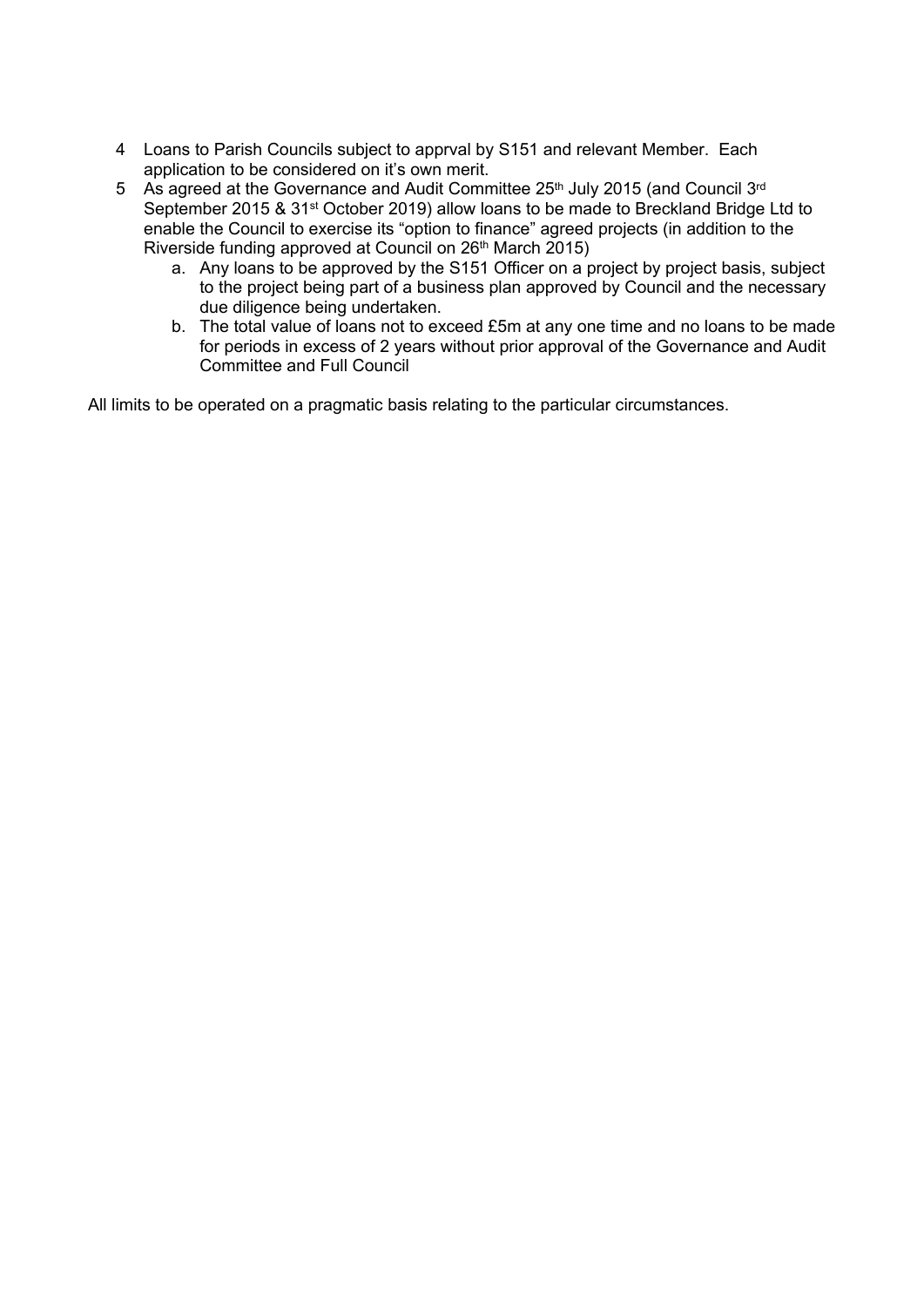4. Loans to Parish Councils subject to apprval by S151 and relevant Member. Each application to be considered on it's own merit.
5. As agreed at the Governance and Audit Committee 25th July 2015 (and Council 3rd September 2015 & 31st October 2019) allow loans to be made to Breckland Bridge Ltd to enable the Council to exercise its "option to finance" agreed projects (in addition to the Riverside funding approved at Council on 26th March 2015)
   a. Any loans to be approved by the S151 Officer on a project by project basis, subject to the project being part of a business plan approved by Council and the necessary due diligence being undertaken.
   b. The total value of loans not to exceed £5m at any one time and no loans to be made for periods in excess of 2 years without prior approval of the Governance and Audit Committee and Full Council

All limits to be operated on a pragmatic basis relating to the particular circumstances.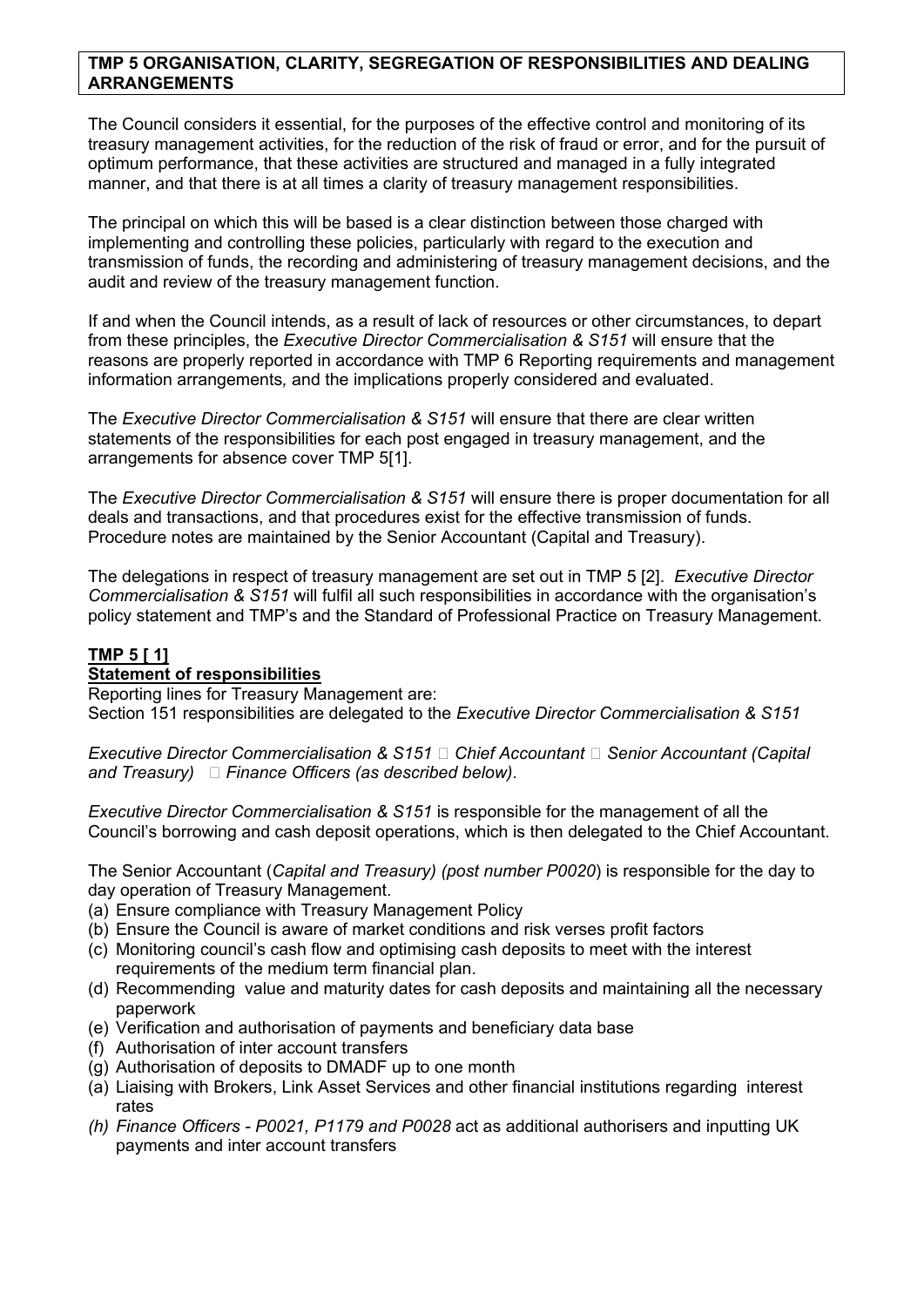**TMP 5 ORGANISATION, CLARITY, SEGREGATION OF RESPONSIBILITIES AND DEALING ARRANGEMENTS**

The Council considers it essential, for the purposes of the effective control and monitoring of its treasury management activities, for the reduction of the risk of fraud or error, and for the pursuit of optimum performance, that these activities are structured and managed in a fully integrated manner, and that there is at all times a clarity of treasury management responsibilities.

The principal on which this will be based is a clear distinction between those charged with implementing and controlling these policies, particularly with regard to the execution and transmission of funds, the recording and administering of treasury management decisions, and the audit and review of the treasury management function.

If and when the Council intends, as a result of lack of resources or other circumstances, to depart from these principles, the *Executive Director Commercialisation & S151* will ensure that the reasons are properly reported in accordance with TMP 6 Reporting requirements and management information arrangements*,* and the implications properly considered and evaluated.

The *Executive Director Commercialisation & S151* will ensure that there are clear written statements of the responsibilities for each post engaged in treasury management, and the arrangements for absence cover TMP 5[1].

The *Executive Director Commercialisation & S151* will ensure there is proper documentation for all deals and transactions, and that procedures exist for the effective transmission of funds. Procedure notes are maintained by the Senior Accountant (Capital and Treasury).

The delegations in respect of treasury management are set out in TMP 5 [2]. *Executive Director Commercialisation & S151* will fulfil all such responsibilities in accordance with the organisation's policy statement and TMP's and the Standard of Professional Practice on Treasury Management.

**TMP 5 [ 1]**
**Statement of responsibilities**

Reporting lines for Treasury Management are:
Section 151 responsibilities are delegated to the *Executive Director Commercialisation & S151*

*Executive Director Commercialisation & S151* → *Chief Accountant* → *Senior Accountant (Capital and Treasury)* → *Finance Officers (as described below)*.

*Executive Director Commercialisation & S151* is responsible for the management of all the Council's borrowing and cash deposit operations, which is then delegated to the Chief Accountant.

The Senior Accountant (*Capital and Treasury) (post number P0020*) is responsible for the day to day operation of Treasury Management.

(a) Ensure compliance with Treasury Management Policy
(b) Ensure the Council is aware of market conditions and risk verses profit factors
(c) Monitoring council's cash flow and optimising cash deposits to meet with the interest requirements of the medium term financial plan.
(d) Recommending value and maturity dates for cash deposits and maintaining all the necessary paperwork
(e) Verification and authorisation of payments and beneficiary data base
(f) Authorisation of inter account transfers
(g) Authorisation of deposits to DMADF up to one month
(a) Liaising with Brokers, Link Asset Services and other financial institutions regarding interest rates
*(h) Finance Officers - P0021, P1179 and P0028* act as additional authorisers and inputting UK payments and inter account transfers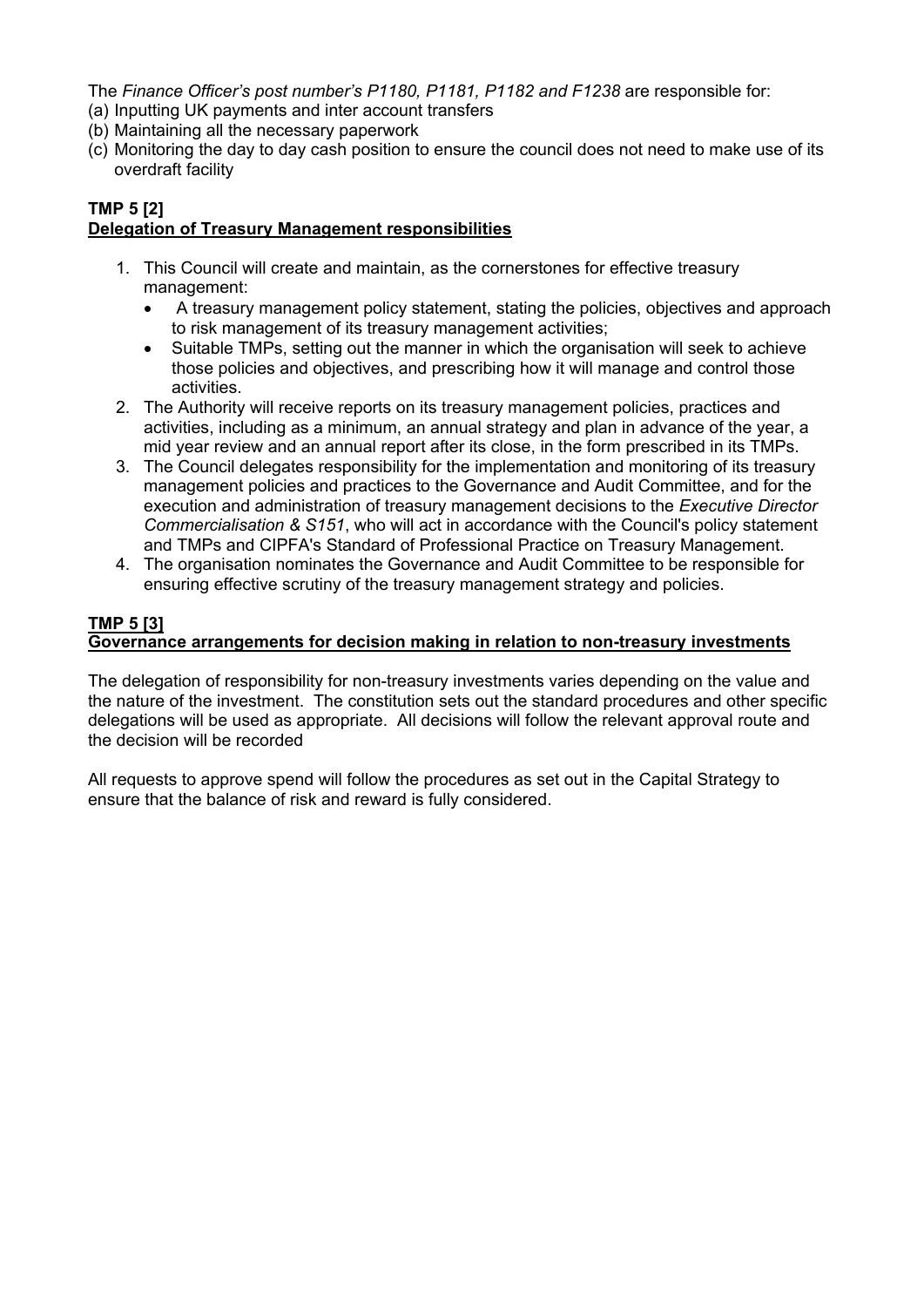The *Finance Officer's post number's P1180, P1181, P1182 and F1238* are responsible for:

(a) Inputting UK payments and inter account transfers
(b) Maintaining all the necessary paperwork
(c) Monitoring the day to day cash position to ensure the council does not need to make use of its overdraft facility

**TMP 5 [2]**
**Delegation of Treasury Management responsibilities**

1. This Council will create and maintain, as the cornerstones for effective treasury management:
   - A treasury management policy statement, stating the policies, objectives and approach to risk management of its treasury management activities;
   - Suitable TMPs, setting out the manner in which the organisation will seek to achieve those policies and objectives, and prescribing how it will manage and control those activities.
2. The Authority will receive reports on its treasury management policies, practices and activities, including as a minimum, an annual strategy and plan in advance of the year, a mid year review and an annual report after its close, in the form prescribed in its TMPs.
3. The Council delegates responsibility for the implementation and monitoring of its treasury management policies and practices to the Governance and Audit Committee, and for the execution and administration of treasury management decisions to the *Executive Director Commercialisation & S151*, who will act in accordance with the Council's policy statement and TMPs and CIPFA's Standard of Professional Practice on Treasury Management.
4. The organisation nominates the Governance and Audit Committee to be responsible for ensuring effective scrutiny of the treasury management strategy and policies.

**TMP 5 [3]**
**Governance arrangements for decision making in relation to non-treasury investments**

The delegation of responsibility for non-treasury investments varies depending on the value and the nature of the investment. The constitution sets out the standard procedures and other specific delegations will be used as appropriate. All decisions will follow the relevant approval route and the decision will be recorded

All requests to approve spend will follow the procedures as set out in the Capital Strategy to ensure that the balance of risk and reward is fully considered.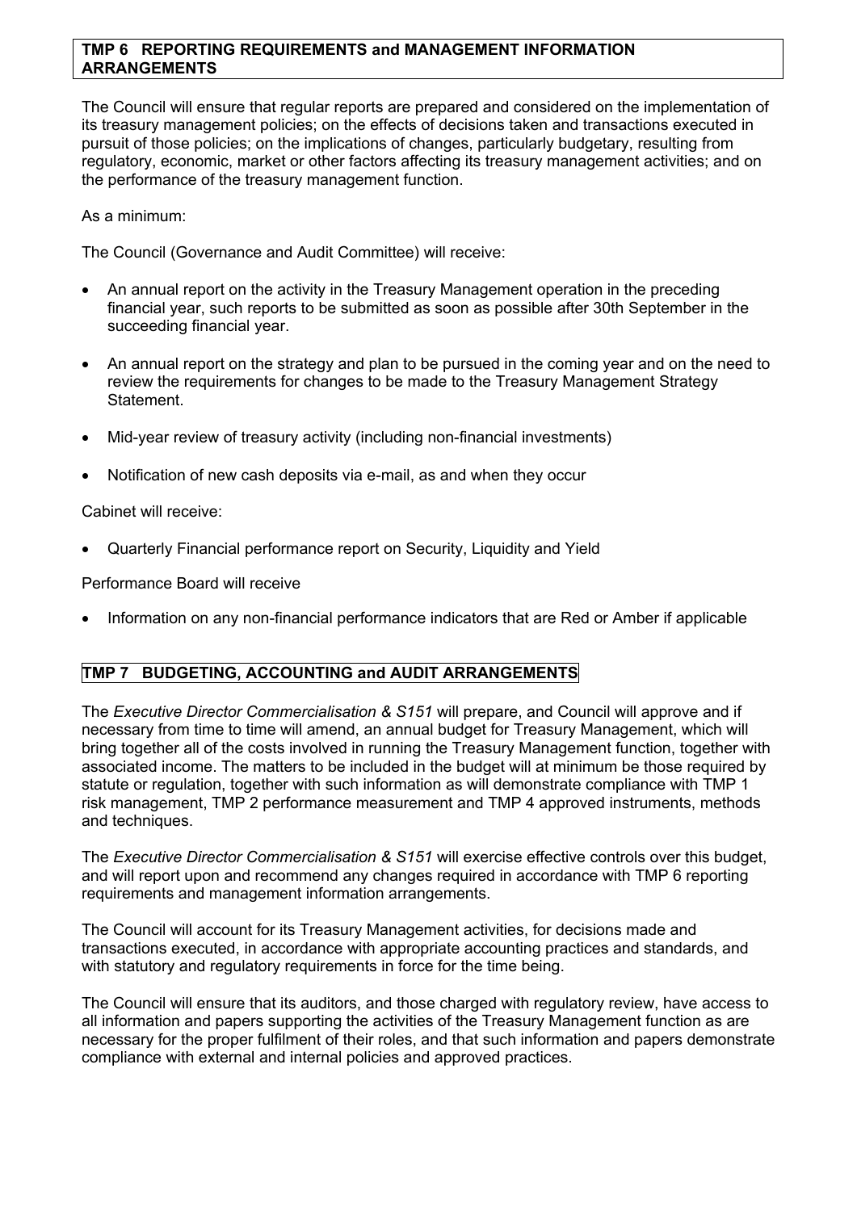## TMP 6 REPORTING REQUIREMENTS and MANAGEMENT INFORMATION ARRANGEMENTS

The Council will ensure that regular reports are prepared and considered on the implementation of its treasury management policies; on the effects of decisions taken and transactions executed in pursuit of those policies; on the implications of changes, particularly budgetary, resulting from regulatory, economic, market or other factors affecting its treasury management activities; and on the performance of the treasury management function.

As a minimum:

The Council (Governance and Audit Committee) will receive:

- An annual report on the activity in the Treasury Management operation in the preceding financial year, such reports to be submitted as soon as possible after 30th September in the succeeding financial year.
- An annual report on the strategy and plan to be pursued in the coming year and on the need to review the requirements for changes to be made to the Treasury Management Strategy Statement.
- Mid-year review of treasury activity (including non-financial investments)
- Notification of new cash deposits via e-mail, as and when they occur

Cabinet will receive:

- Quarterly Financial performance report on Security, Liquidity and Yield

Performance Board will receive

- Information on any non-financial performance indicators that are Red or Amber if applicable

## TMP 7 BUDGETING, ACCOUNTING and AUDIT ARRANGEMENTS

The *Executive Director Commercialisation & S151* will prepare, and Council will approve and if necessary from time to time will amend, an annual budget for Treasury Management, which will bring together all of the costs involved in running the Treasury Management function, together with associated income. The matters to be included in the budget will at minimum be those required by statute or regulation, together with such information as will demonstrate compliance with TMP 1 risk management, TMP 2 performance measurement and TMP 4 approved instruments, methods and techniques.

The *Executive Director Commercialisation & S151* will exercise effective controls over this budget, and will report upon and recommend any changes required in accordance with TMP 6 reporting requirements and management information arrangements.

The Council will account for its Treasury Management activities, for decisions made and transactions executed, in accordance with appropriate accounting practices and standards, and with statutory and regulatory requirements in force for the time being.

The Council will ensure that its auditors, and those charged with regulatory review, have access to all information and papers supporting the activities of the Treasury Management function as are necessary for the proper fulfilment of their roles, and that such information and papers demonstrate compliance with external and internal policies and approved practices.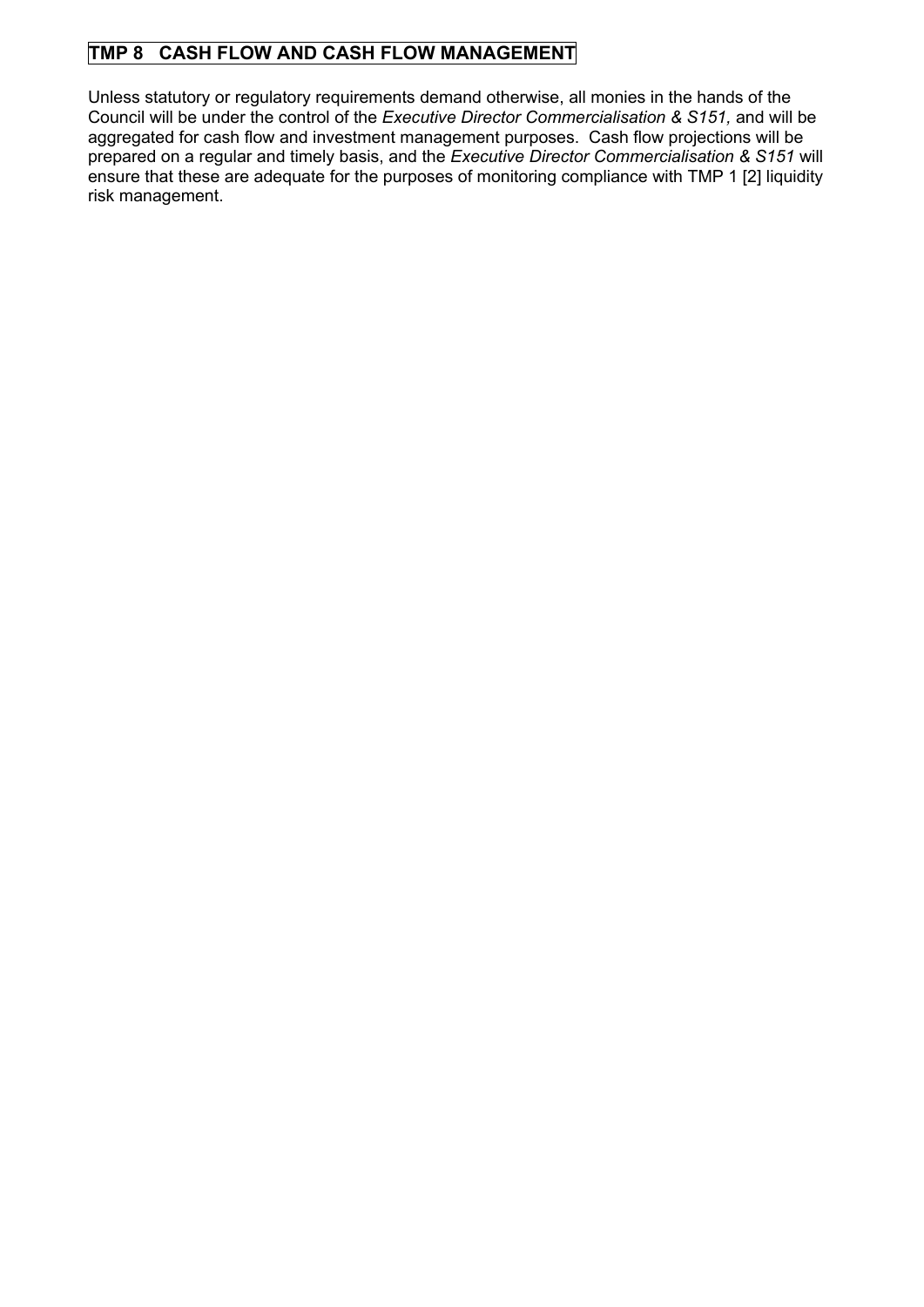## TMP 8 CASH FLOW AND CASH FLOW MANAGEMENT

Unless statutory or regulatory requirements demand otherwise, all monies in the hands of the Council will be under the control of the *Executive Director Commercialisation & S151,* and will be aggregated for cash flow and investment management purposes. Cash flow projections will be prepared on a regular and timely basis, and the *Executive Director Commercialisation & S151* will ensure that these are adequate for the purposes of monitoring compliance with TMP 1 [2] liquidity risk management.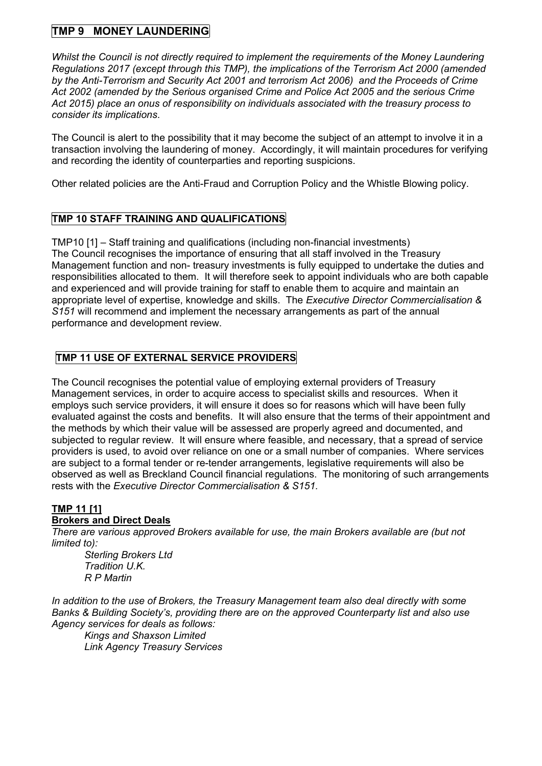## TMP 9 MONEY LAUNDERING

*Whilst the Council is not directly required to implement the requirements of the Money Laundering Regulations 2017 (except through this TMP), the implications of the Terrorism Act 2000 (amended by the Anti-Terrorism and Security Act 2001 and terrorism Act 2006) and the Proceeds of Crime Act 2002 (amended by the Serious organised Crime and Police Act 2005 and the serious Crime Act 2015) place an onus of responsibility on individuals associated with the treasury process to consider its implications*.

The Council is alert to the possibility that it may become the subject of an attempt to involve it in a transaction involving the laundering of money. Accordingly, it will maintain procedures for verifying and recording the identity of counterparties and reporting suspicions.

Other related policies are the Anti-Fraud and Corruption Policy and the Whistle Blowing policy.

## TMP 10 STAFF TRAINING AND QUALIFICATIONS

TMP10 [1] – Staff training and qualifications (including non-financial investments)
The Council recognises the importance of ensuring that all staff involved in the Treasury Management function and non- treasury investments is fully equipped to undertake the duties and responsibilities allocated to them. It will therefore seek to appoint individuals who are both capable and experienced and will provide training for staff to enable them to acquire and maintain an appropriate level of expertise, knowledge and skills. The *Executive Director Commercialisation & S151* will recommend and implement the necessary arrangements as part of the annual performance and development review.

## TMP 11 USE OF EXTERNAL SERVICE PROVIDERS

The Council recognises the potential value of employing external providers of Treasury Management services, in order to acquire access to specialist skills and resources. When it employs such service providers, it will ensure it does so for reasons which will have been fully evaluated against the costs and benefits. It will also ensure that the terms of their appointment and the methods by which their value will be assessed are properly agreed and documented, and subjected to regular review. It will ensure where feasible, and necessary, that a spread of service providers is used, to avoid over reliance on one or a small number of companies. Where services are subject to a formal tender or re-tender arrangements, legislative requirements will also be observed as well as Breckland Council financial regulations. The monitoring of such arrangements rests with the *Executive Director Commercialisation & S151.*

### TMP 11 [1]
### Brokers and Direct Deals

*There are various approved Brokers available for use, the main Brokers available are (but not limited to):*

*Sterling Brokers Ltd*
*Tradition U.K.*
*R P Martin*

*In addition to the use of Brokers, the Treasury Management team also deal directly with some Banks & Building Society's, providing there are on the approved Counterparty list and also use Agency services for deals as follows:*

*Kings and Shaxson Limited*
*Link Agency Treasury Services*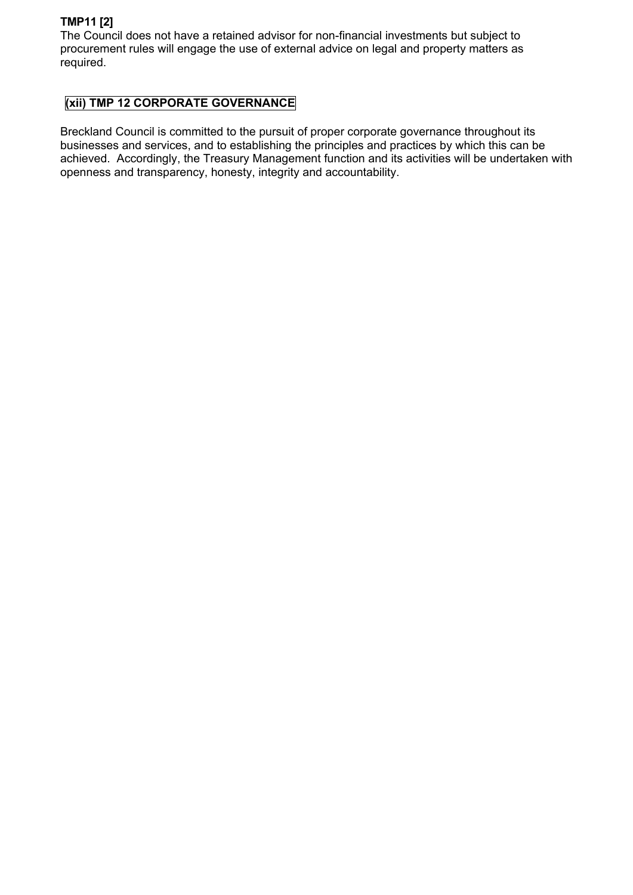**TMP11 [2]**

The Council does not have a retained advisor for non-financial investments but subject to procurement rules will engage the use of external advice on legal and property matters as required.

## (xii) TMP 12 CORPORATE GOVERNANCE

Breckland Council is committed to the pursuit of proper corporate governance throughout its businesses and services, and to establishing the principles and practices by which this can be achieved. Accordingly, the Treasury Management function and its activities will be undertaken with openness and transparency, honesty, integrity and accountability.